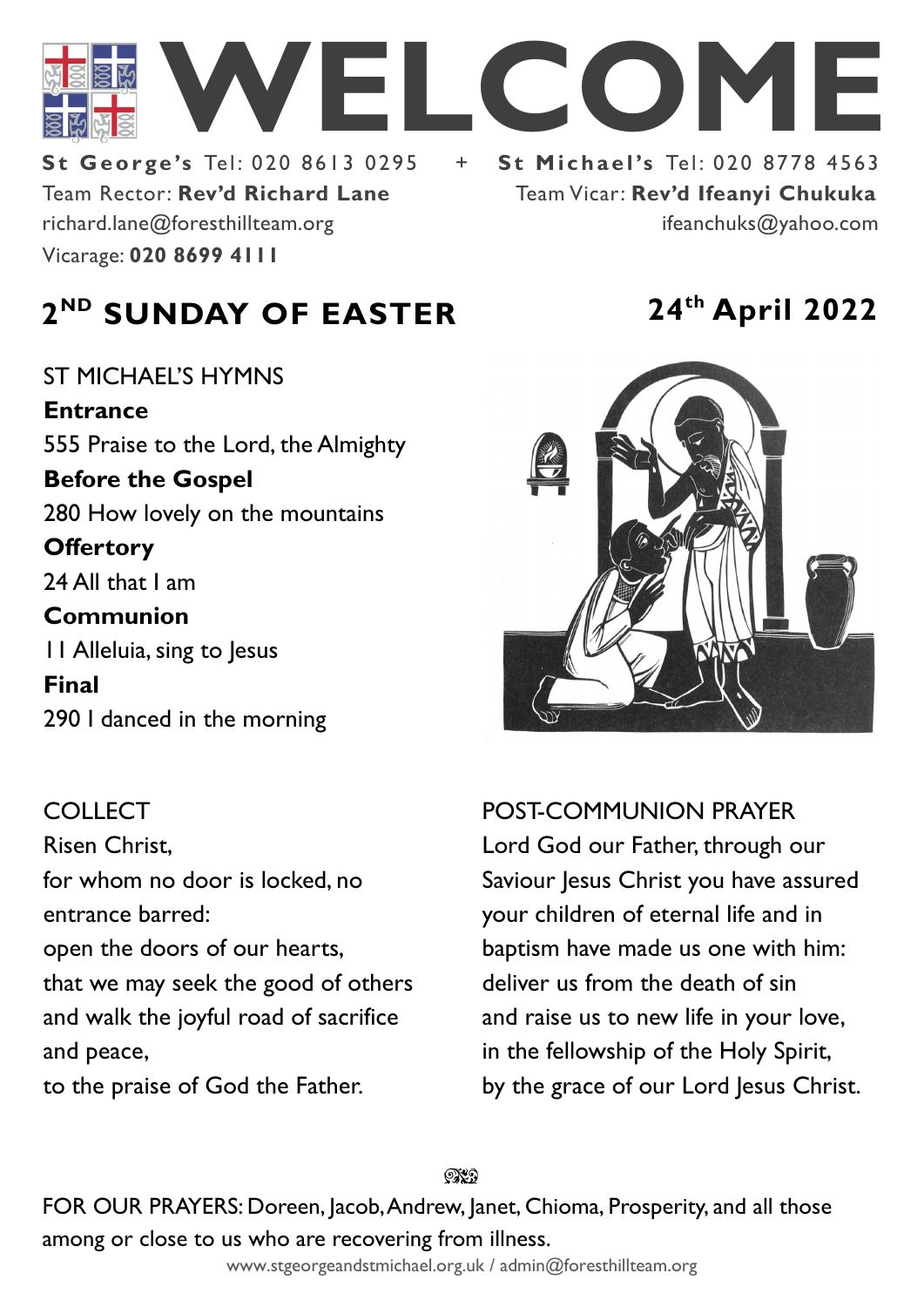# WELCOME

**St George's** Tel: 020 8613 0295 + **St Michael's** Tel: 020 8778 4563

Team Rector: **Rev'd Richard Lane**
richard.lane@foresthillteam.org
Vicarage: **020 8699 4111**

Team Vicar: **Rev'd Ifeanyi Chukuka**
ifeanchuks@yahoo.com

## 2ND SUNDAY OF EASTER

## 24th April 2022

ST MICHAEL'S HYMNS

**Entrance**
555 Praise to the Lord, the Almighty

**Before the Gospel**
280 How lovely on the mountains

**Offertory**
24 All that I am

**Communion**
11 Alleluia, sing to Jesus

**Final**
290 I danced in the morning

COLLECT

Risen Christ,
for whom no door is locked, no entrance barred:
open the doors of our hearts,
that we may seek the good of others
and walk the joyful road of sacrifice and peace,
to the praise of God the Father.

POST-COMMUNION PRAYER

Lord God our Father, through our Saviour Jesus Christ you have assured your children of eternal life and in baptism have made us one with him:
deliver us from the death of sin
and raise us to new life in your love,
in the fellowship of the Holy Spirit,
by the grace of our Lord Jesus Christ.

FOR OUR PRAYERS: Doreen, Jacob, Andrew, Janet, Chioma, Prosperity, and all those among or close to us who are recovering from illness.

www.stgeorgeandstmichael.org.uk / admin@foresthillteam.org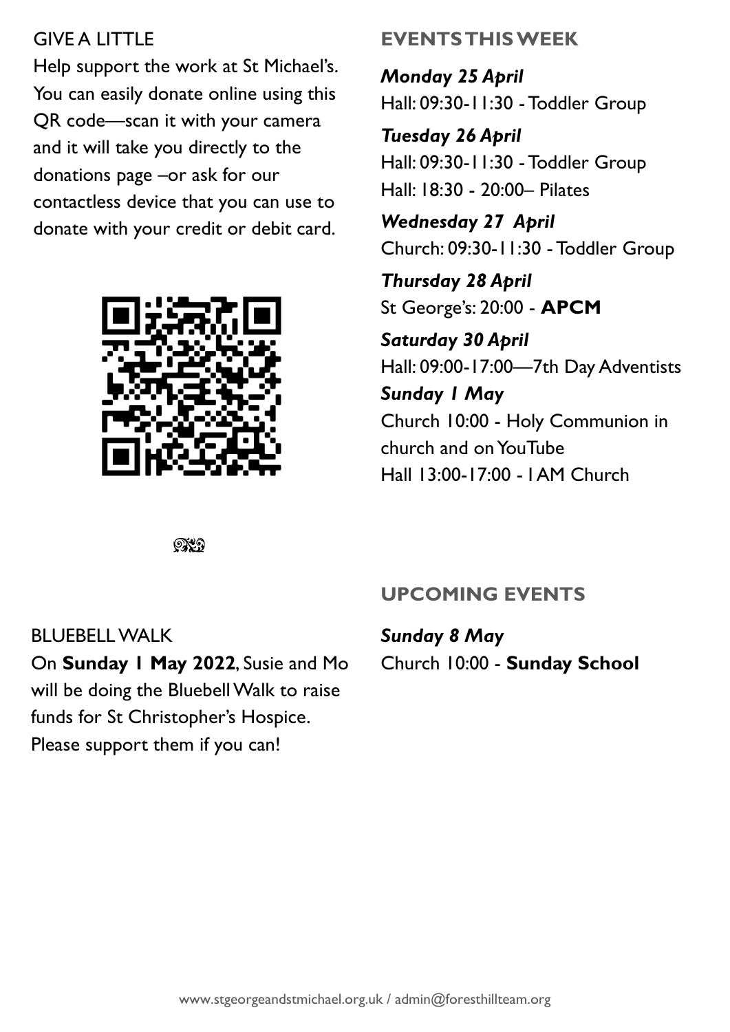## GIVE A LITTLE

Help support the work at St Michael's. You can easily donate online using this QR code—scan it with your camera and it will take you directly to the donations page –or ask for our contactless device that you can use to donate with your credit or debit card.

## BLUEBELL WALK

On **Sunday 1 May 2022**, Susie and Mo will be doing the Bluebell Walk to raise funds for St Christopher's Hospice. Please support them if you can!

## EVENTS THIS WEEK

***Monday 25 April***
Hall: 09:30-11:30 - Toddler Group

***Tuesday 26 April***
Hall: 09:30-11:30 - Toddler Group
Hall: 18:30 - 20:00– Pilates

***Wednesday 27 April***
Church: 09:30-11:30 - Toddler Group

***Thursday 28 April***
St George's: 20:00 - **APCM**

***Saturday 30 April***
Hall: 09:00-17:00—7th Day Adventists

***Sunday 1 May***
Church 10:00 - Holy Communion in church and on YouTube
Hall 13:00-17:00 - IAM Church

## UPCOMING EVENTS

***Sunday 8 May***
Church 10:00 - **Sunday School**

www.stgeorgeandstmichael.org.uk / admin@foresthillteam.org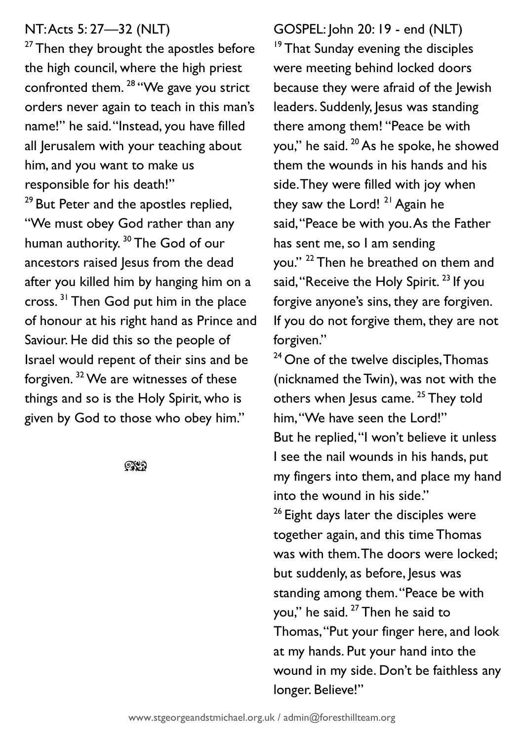NT: Acts 5: 27—32 (NLT)

[27] Then they brought the apostles before the high council, where the high priest confronted them. [28] "We gave you strict orders never again to teach in this man's name!" he said. "Instead, you have filled all Jerusalem with your teaching about him, and you want to make us responsible for his death!"

[29] But Peter and the apostles replied, "We must obey God rather than any human authority. [30] The God of our ancestors raised Jesus from the dead after you killed him by hanging him on a cross. [31] Then God put him in the place of honour at his right hand as Prince and Saviour. He did this so the people of Israel would repent of their sins and be forgiven. [32] We are witnesses of these things and so is the Holy Spirit, who is given by God to those who obey him."

GOSPEL: John 20: 19 - end (NLT)

[19] That Sunday evening the disciples were meeting behind locked doors because they were afraid of the Jewish leaders. Suddenly, Jesus was standing there among them! "Peace be with you," he said. [20] As he spoke, he showed them the wounds in his hands and his side. They were filled with joy when they saw the Lord! [21] Again he said, "Peace be with you. As the Father has sent me, so I am sending you." [22] Then he breathed on them and said, "Receive the Holy Spirit. [23] If you forgive anyone's sins, they are forgiven. If you do not forgive them, they are not forgiven."

[24] One of the twelve disciples, Thomas (nicknamed the Twin), was not with the others when Jesus came. [25] They told him, "We have seen the Lord!"

But he replied, "I won't believe it unless I see the nail wounds in his hands, put my fingers into them, and place my hand into the wound in his side."

[26] Eight days later the disciples were together again, and this time Thomas was with them. The doors were locked; but suddenly, as before, Jesus was standing among them. "Peace be with you," he said. [27] Then he said to Thomas, "Put your finger here, and look at my hands. Put your hand into the wound in my side. Don't be faithless any longer. Believe!"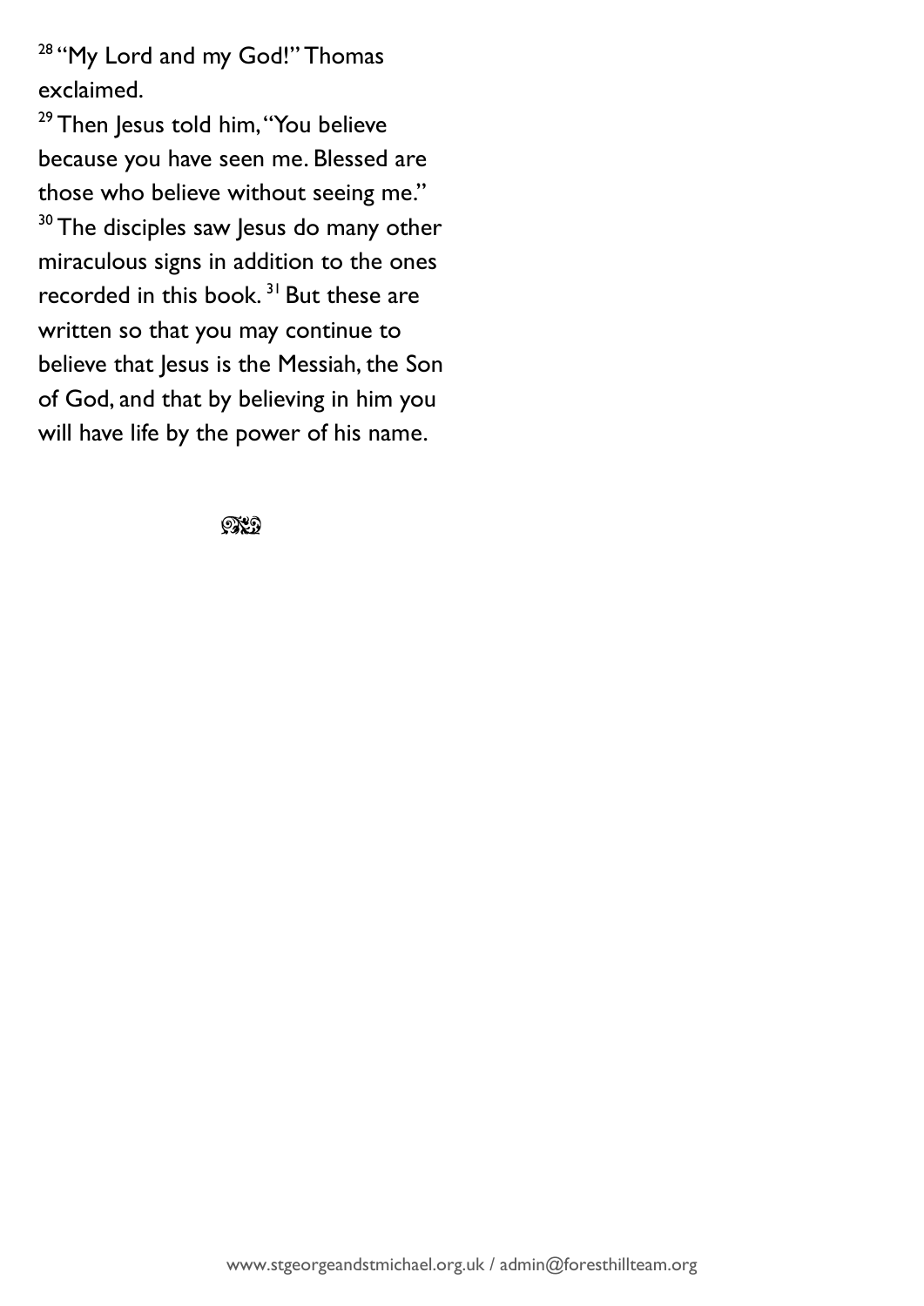[28] "My Lord and my God!" Thomas exclaimed.

[29] Then Jesus told him, "You believe because you have seen me. Blessed are those who believe without seeing me." [30] The disciples saw Jesus do many other miraculous signs in addition to the ones recorded in this book. [31] But these are written so that you may continue to believe that Jesus is the Messiah, the Son of God, and that by believing in him you will have life by the power of his name.

www.stgeorgeandstmichael.org.uk / admin@foresthillteam.org